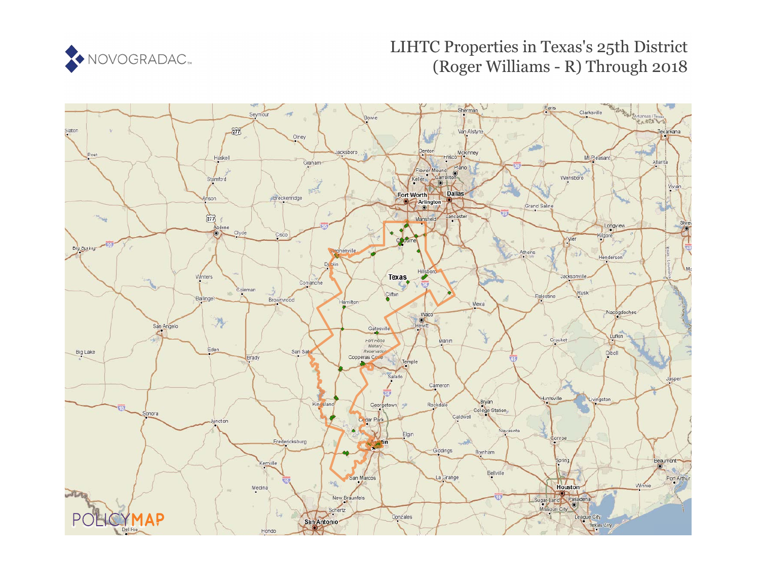NOVOGRADAC

# LIHTC Properties in Texas's 25th District (Roger Williams - R) Through 2018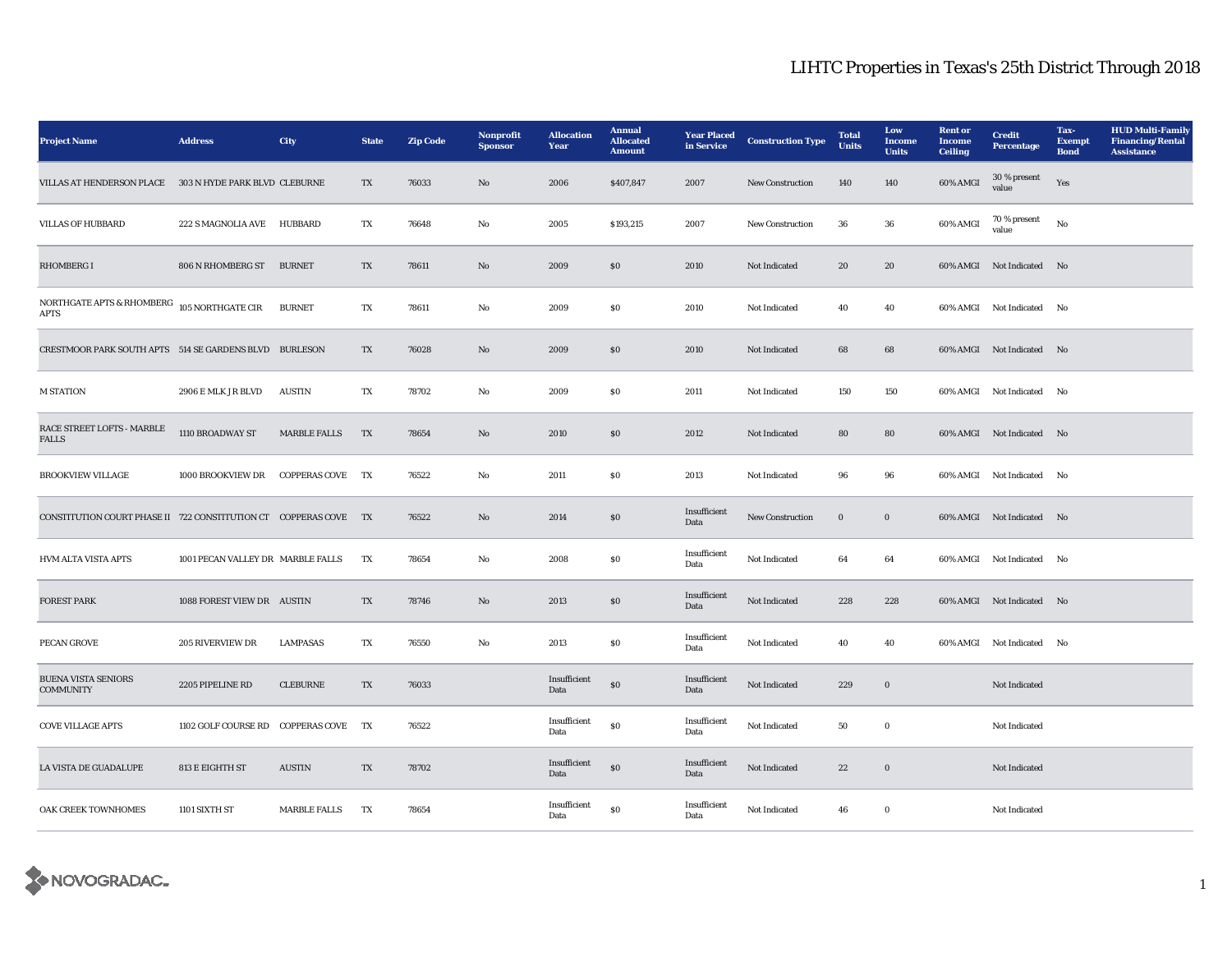# LIHTC Properties in Texas's 25th District Through 2018

| Project Name | Address | City | State | Zip Code | Nonprofit Sponsor | Allocation Year | Annual Allocated Amount | Year Placed in Service | Construction Type | Total Units | Low Income Units | Rent or Income Ceiling | Credit Percentage | Tax-Exempt Bond | HUD Multi-Family Financing/Rental Assistance |
|---|---|---|---|---|---|---|---|---|---|---|---|---|---|---|---|
| VILLAS AT HENDERSON PLACE | 303 N HYDE PARK BLVD | CLEBURNE | TX | 76033 | No | 2006 | $407,847 | 2007 | New Construction | 140 | 140 | 60% AMGI | 30 % present value | Yes | |
| VILLAS OF HUBBARD | 222 S MAGNOLIA AVE | HUBBARD | TX | 76648 | No | 2005 | $193,215 | 2007 | New Construction | 36 | 36 | 60% AMGI | 70 % present value | No | |
| RHOMBERG I | 806 N RHOMBERG ST | BURNET | TX | 78611 | No | 2009 | $0 | 2010 | Not Indicated | 20 | 20 | 60% AMGI | Not Indicated | No | |
| NORTHGATE APTS & RHOMBERG APTS | 105 NORTHGATE CIR | BURNET | TX | 78611 | No | 2009 | $0 | 2010 | Not Indicated | 40 | 40 | 60% AMGI | Not Indicated | No | |
| CRESTMOOR PARK SOUTH APTS | 514 SE GARDENS BLVD | BURLESON | TX | 76028 | No | 2009 | $0 | 2010 | Not Indicated | 68 | 68 | 60% AMGI | Not Indicated | No | |
| M STATION | 2906 E MLK J R BLVD | AUSTIN | TX | 78702 | No | 2009 | $0 | 2011 | Not Indicated | 150 | 150 | 60% AMGI | Not Indicated | No | |
| RACE STREET LOFTS - MARBLE FALLS | 1110 BROADWAY ST | MARBLE FALLS | TX | 78654 | No | 2010 | $0 | 2012 | Not Indicated | 80 | 80 | 60% AMGI | Not Indicated | No | |
| BROOKVIEW VILLAGE | 1000 BROOKVIEW DR | COPPERAS COVE | TX | 76522 | No | 2011 | $0 | 2013 | Not Indicated | 96 | 96 | 60% AMGI | Not Indicated | No | |
| CONSTITUTION COURT PHASE II | 722 CONSTITUTION CT | COPPERAS COVE | TX | 76522 | No | 2014 | $0 | Insufficient Data | New Construction | 0 | 0 | 60% AMGI | Not Indicated | No | |
| HVM ALTA VISTA APTS | 1001 PECAN VALLEY DR | MARBLE FALLS | TX | 78654 | No | 2008 | $0 | Insufficient Data | Not Indicated | 64 | 64 | 60% AMGI | Not Indicated | No | |
| FOREST PARK | 1088 FOREST VIEW DR | AUSTIN | TX | 78746 | No | 2013 | $0 | Insufficient Data | Not Indicated | 228 | 228 | 60% AMGI | Not Indicated | No | |
| PECAN GROVE | 205 RIVERVIEW DR | LAMPASAS | TX | 76550 | No | 2013 | $0 | Insufficient Data | Not Indicated | 40 | 40 | 60% AMGI | Not Indicated | No | |
| BUENA VISTA SENIORS COMMUNITY | 2205 PIPELINE RD | CLEBURNE | TX | 76033 | | Insufficient Data | $0 | Insufficient Data | Not Indicated | 229 | 0 | | Not Indicated | | |
| COVE VILLAGE APTS | 1102 GOLF COURSE RD | COPPERAS COVE | TX | 76522 | | Insufficient Data | $0 | Insufficient Data | Not Indicated | 50 | 0 | | Not Indicated | | |
| LA VISTA DE GUADALUPE | 813 E EIGHTH ST | AUSTIN | TX | 78702 | | Insufficient Data | $0 | Insufficient Data | Not Indicated | 22 | 0 | | Not Indicated | | |
| OAK CREEK TOWNHOMES | 1101 SIXTH ST | MARBLE FALLS | TX | 78654 | | Insufficient Data | $0 | Insufficient Data | Not Indicated | 46 | 0 | | Not Indicated | | |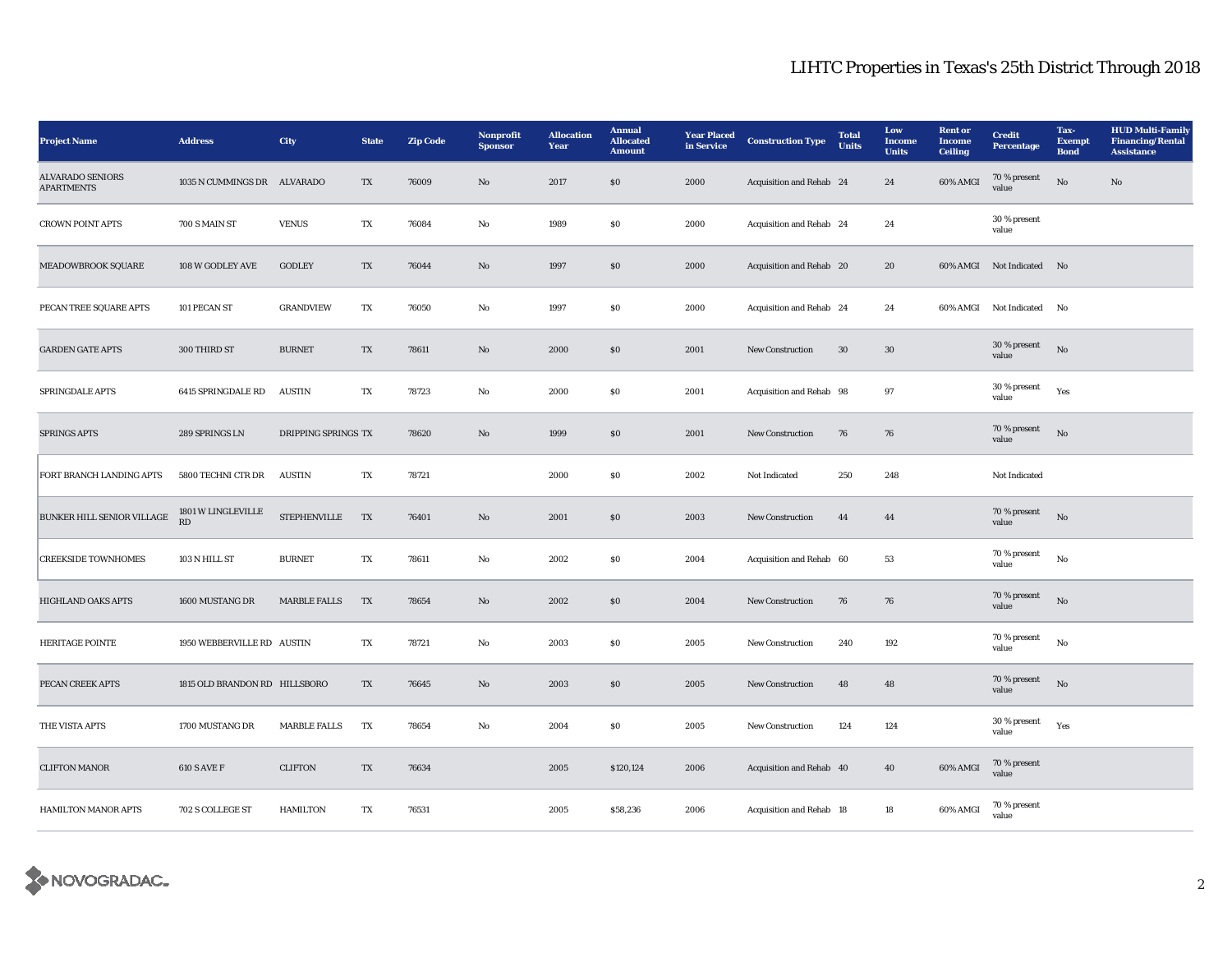# LIHTC Properties in Texas's 25th District Through 2018

| Project Name | Address | City | State | Zip Code | Nonprofit Sponsor | Allocation Year | Annual Allocated Amount | Year Placed in Service | Construction Type | Total Units | Low Income Units | Rent or Income Ceiling | Credit Percentage | Tax-Exempt Bond | HUD Multi-Family Financing/Rental Assistance |
|---|---|---|---|---|---|---|---|---|---|---|---|---|---|---|---|
| ALVARADO SENIORS APARTMENTS | 1035 N CUMMINGS DR | ALVARADO | TX | 76009 | No | 2017 | $0 | 2000 | Acquisition and Rehab | 24 | 24 | 60% AMGI | 70 % present value | No | No |
| CROWN POINT APTS | 700 S MAIN ST | VENUS | TX | 76084 | No | 1989 | $0 | 2000 | Acquisition and Rehab | 24 | 24 | | 30 % present value | | |
| MEADOWBROOK SQUARE | 108 W GODLEY AVE | GODLEY | TX | 76044 | No | 1997 | $0 | 2000 | Acquisition and Rehab | 20 | 20 | 60% AMGI | Not Indicated | No | |
| PECAN TREE SQUARE APTS | 101 PECAN ST | GRANDVIEW | TX | 76050 | No | 1997 | $0 | 2000 | Acquisition and Rehab | 24 | 24 | 60% AMGI | Not Indicated | No | |
| GARDEN GATE APTS | 300 THIRD ST | BURNET | TX | 78611 | No | 2000 | $0 | 2001 | New Construction | 30 | 30 | | 30 % present value | No | |
| SPRINGDALE APTS | 6415 SPRINGDALE RD | AUSTIN | TX | 78723 | No | 2000 | $0 | 2001 | Acquisition and Rehab | 98 | 97 | | 30 % present value | Yes | |
| SPRINGS APTS | 289 SPRINGS LN | DRIPPING SPRINGS | TX | 78620 | No | 1999 | $0 | 2001 | New Construction | 76 | 76 | | 70 % present value | No | |
| FORT BRANCH LANDING APTS | 5800 TECHNI CTR DR | AUSTIN | TX | 78721 | | 2000 | $0 | 2002 | Not Indicated | 250 | 248 | | Not Indicated | | |
| BUNKER HILL SENIOR VILLAGE | 1801 W LINGLEVILLE RD | STEPHENVILLE | TX | 76401 | No | 2001 | $0 | 2003 | New Construction | 44 | 44 | | 70 % present value | No | |
| CREEKSIDE TOWNHOMES | 103 N HILL ST | BURNET | TX | 78611 | No | 2002 | $0 | 2004 | Acquisition and Rehab | 60 | 53 | | 70 % present value | No | |
| HIGHLAND OAKS APTS | 1600 MUSTANG DR | MARBLE FALLS | TX | 78654 | No | 2002 | $0 | 2004 | New Construction | 76 | 76 | | 70 % present value | No | |
| HERITAGE POINTE | 1950 WEBBERVILLE RD | AUSTIN | TX | 78721 | No | 2003 | $0 | 2005 | New Construction | 240 | 192 | | 70 % present value | No | |
| PECAN CREEK APTS | 1815 OLD BRANDON RD | HILLSBORO | TX | 76645 | No | 2003 | $0 | 2005 | New Construction | 48 | 48 | | 70 % present value | No | |
| THE VISTA APTS | 1700 MUSTANG DR | MARBLE FALLS | TX | 78654 | No | 2004 | $0 | 2005 | New Construction | 124 | 124 | | 30 % present value | Yes | |
| CLIFTON MANOR | 610 S AVE F | CLIFTON | TX | 76634 | | 2005 | $120,124 | 2006 | Acquisition and Rehab | 40 | 40 | 60% AMGI | 70 % present value | | |
| HAMILTON MANOR APTS | 702 S COLLEGE ST | HAMILTON | TX | 76531 | | 2005 | $58,236 | 2006 | Acquisition and Rehab | 18 | 18 | 60% AMGI | 70 % present value | | |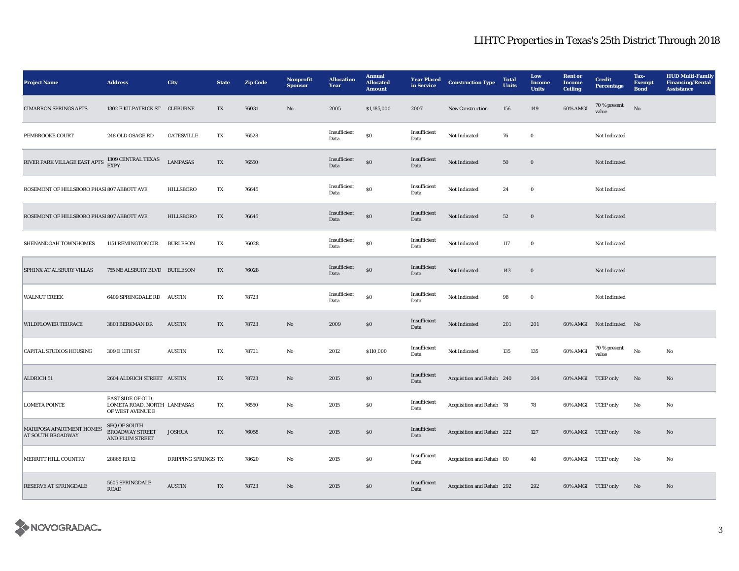## LIHTC Properties in Texas's 25th District Through 2018

| Project Name | Address | City | State | Zip Code | Nonprofit Sponsor | Allocation Year | Annual Allocated Amount | Year Placed in Service | Construction Type | Total Units | Low Income Units | Rent or Income Ceiling | Credit Percentage | Tax-Exempt Bond | HUD Multi-Family Financing/Rental Assistance |
|---|---|---|---|---|---|---|---|---|---|---|---|---|---|---|---|
| CIMARRON SPRINGS APTS | 1302 E KILPATRICK ST | CLEBURNE | TX | 76031 | No | 2005 | $1,185,000 | 2007 | New Construction | 156 | 149 | 60% AMGI | 70 % present value | No | |
| PEMBROOKE COURT | 248 OLD OSAGE RD | GATESVILLE | TX | 76528 | | Insufficient Data | $0 | Insufficient Data | Not Indicated | 76 | 0 | | Not Indicated | | |
| RIVER PARK VILLAGE EAST APTS | 1309 CENTRAL TEXAS EXPY | LAMPASAS | TX | 76550 | | Insufficient Data | $0 | Insufficient Data | Not Indicated | 50 | 0 | | Not Indicated | | |
| ROSEMONT OF HILLSBORO PHASI | 807 ABBOTT AVE | HILLSBORO | TX | 76645 | | Insufficient Data | $0 | Insufficient Data | Not Indicated | 24 | 0 | | Not Indicated | | |
| ROSEMONT OF HILLSBORO PHASI | 807 ABBOTT AVE | HILLSBORO | TX | 76645 | | Insufficient Data | $0 | Insufficient Data | Not Indicated | 52 | 0 | | Not Indicated | | |
| SHENANDOAH TOWNHOMES | 1151 REMINGTON CIR | BURLESON | TX | 76028 | | Insufficient Data | $0 | Insufficient Data | Not Indicated | 117 | 0 | | Not Indicated | | |
| SPHINX AT ALSBURY VILLAS | 755 NE ALSBURY BLVD | BURLESON | TX | 76028 | | Insufficient Data | $0 | Insufficient Data | Not Indicated | 143 | 0 | | Not Indicated | | |
| WALNUT CREEK | 6409 SPRINGDALE RD | AUSTIN | TX | 78723 | | Insufficient Data | $0 | Insufficient Data | Not Indicated | 98 | 0 | | Not Indicated | | |
| WILDFLOWER TERRACE | 3801 BERKMAN DR | AUSTIN | TX | 78723 | No | 2009 | $0 | Insufficient Data | Not Indicated | 201 | 201 | 60% AMGI | Not Indicated | No | |
| CAPITAL STUDIOS HOUSING | 309 E 11TH ST | AUSTIN | TX | 78701 | No | 2012 | $110,000 | Insufficient Data | Not Indicated | 135 | 135 | 60% AMGI | 70 % present value | No | No |
| ALDRICH 51 | 2604 ALDRICH STREET | AUSTIN | TX | 78723 | No | 2015 | $0 | Insufficient Data | Acquisition and Rehab | 240 | 204 | 60% AMGI | TCEP only | No | No |
| LOMETA POINTE | EAST SIDE OF OLD LOMETA ROAD, NORTH OF WEST AVENUE E | LAMPASAS | TX | 76550 | No | 2015 | $0 | Insufficient Data | Acquisition and Rehab | 78 | 78 | 60% AMGI | TCEP only | No | No |
| MARIPOSA APARTMENT HOMES AT SOUTH BROADWAY | SEQ OF SOUTH BROADWAY STREET AND PLUM STREET | JOSHUA | TX | 76058 | No | 2015 | $0 | Insufficient Data | Acquisition and Rehab | 222 | 127 | 60% AMGI | TCEP only | No | No |
| MERRITT HILL COUNTRY | 28865 RR 12 | DRIPPING SPRINGS | TX | 78620 | No | 2015 | $0 | Insufficient Data | Acquisition and Rehab | 80 | 40 | 60% AMGI | TCEP only | No | No |
| RESERVE AT SPRINGDALE | 5605 SPRINGDALE ROAD | AUSTIN | TX | 78723 | No | 2015 | $0 | Insufficient Data | Acquisition and Rehab | 292 | 292 | 60% AMGI | TCEP only | No | No |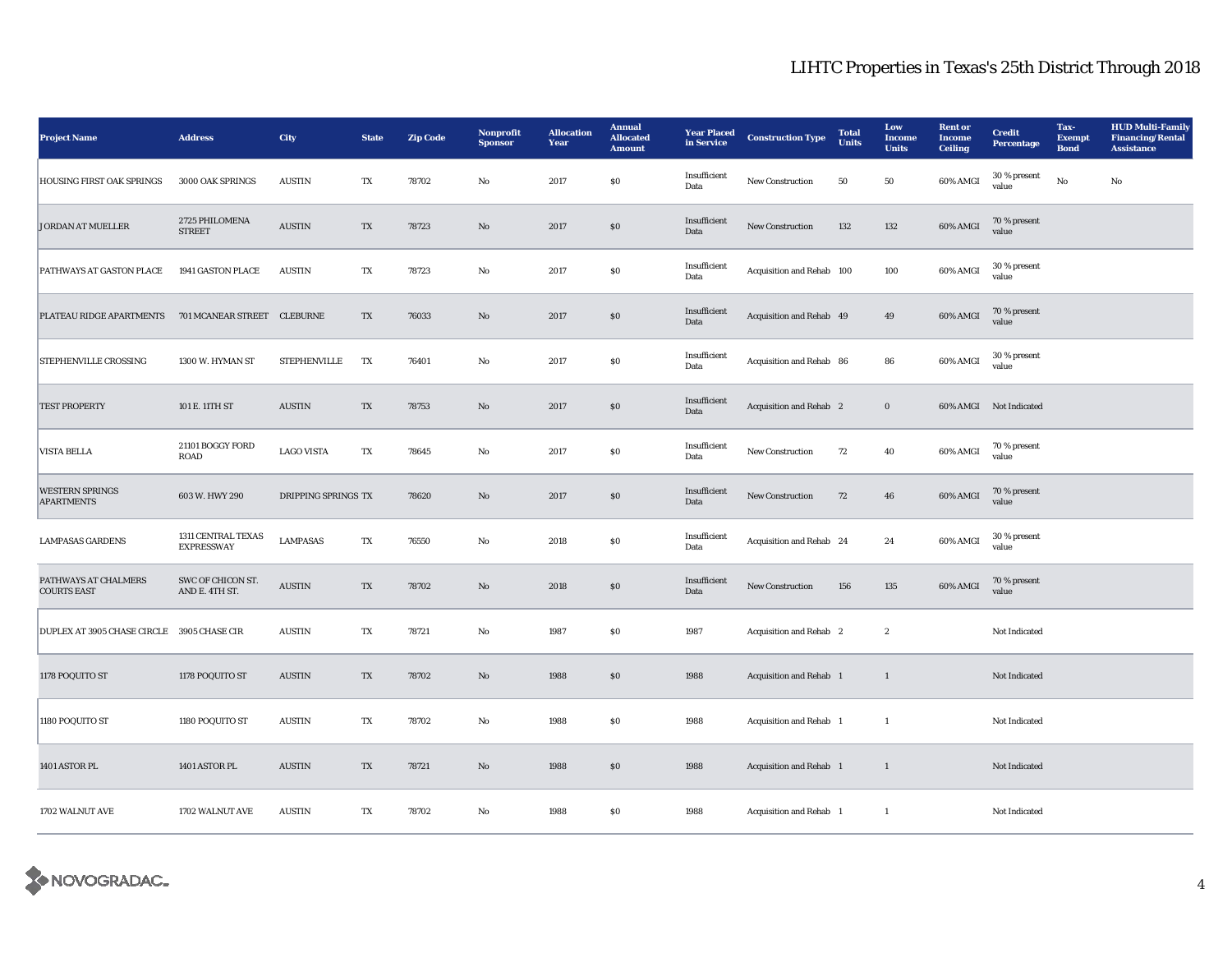# LIHTC Properties in Texas's 25th District Through 2018

| Project Name | Address | City | State | Zip Code | Nonprofit Sponsor | Allocation Year | Annual Allocated Amount | Year Placed in Service | Construction Type | Total Units | Low Income Units | Rent or Income Ceiling | Credit Percentage | Tax-Exempt Bond | HUD Multi-Family Financing/Rental Assistance |
|---|---|---|---|---|---|---|---|---|---|---|---|---|---|---|---|
| HOUSING FIRST OAK SPRINGS | 3000 OAK SPRINGS | AUSTIN | TX | 78702 | No | 2017 | $0 | Insufficient Data | New Construction | 50 | 50 | 60% AMGI | 30 % present value | No | No |
| JORDAN AT MUELLER | 2725 PHILOMENA STREET | AUSTIN | TX | 78723 | No | 2017 | $0 | Insufficient Data | New Construction | 132 | 132 | 60% AMGI | 70 % present value | | |
| PATHWAYS AT GASTON PLACE | 1941 GASTON PLACE | AUSTIN | TX | 78723 | No | 2017 | $0 | Insufficient Data | Acquisition and Rehab | 100 | 100 | 60% AMGI | 30 % present value | | |
| PLATEAU RIDGE APARTMENTS | 701 MCANEAR STREET | CLEBURNE | TX | 76033 | No | 2017 | $0 | Insufficient Data | Acquisition and Rehab | 49 | 49 | 60% AMGI | 70 % present value | | |
| STEPHENVILLE CROSSING | 1300 W. HYMAN ST | STEPHENVILLE | TX | 76401 | No | 2017 | $0 | Insufficient Data | Acquisition and Rehab | 86 | 86 | 60% AMGI | 30 % present value | | |
| TEST PROPERTY | 101 E. 11TH ST | AUSTIN | TX | 78753 | No | 2017 | $0 | Insufficient Data | Acquisition and Rehab | 2 | 0 | 60% AMGI | Not Indicated | | |
| VISTA BELLA | 21101 BOGGY FORD ROAD | LAGO VISTA | TX | 78645 | No | 2017 | $0 | Insufficient Data | New Construction | 72 | 40 | 60% AMGI | 70 % present value | | |
| WESTERN SPRINGS APARTMENTS | 603 W. HWY 290 | DRIPPING SPRINGS | TX | 78620 | No | 2017 | $0 | Insufficient Data | New Construction | 72 | 46 | 60% AMGI | 70 % present value | | |
| LAMPASAS GARDENS | 1311 CENTRAL TEXAS EXPRESSWAY | LAMPASAS | TX | 76550 | No | 2018 | $0 | Insufficient Data | Acquisition and Rehab | 24 | 24 | 60% AMGI | 30 % present value | | |
| PATHWAYS AT CHALMERS COURTS EAST | SWC OF CHICON ST. AND E. 4TH ST. | AUSTIN | TX | 78702 | No | 2018 | $0 | Insufficient Data | New Construction | 156 | 135 | 60% AMGI | 70 % present value | | |
| DUPLEX AT 3905 CHASE CIRCLE | 3905 CHASE CIR | AUSTIN | TX | 78721 | No | 1987 | $0 | 1987 | Acquisition and Rehab | 2 | 2 | | Not Indicated | | |
| 1178 POQUITO ST | 1178 POQUITO ST | AUSTIN | TX | 78702 | No | 1988 | $0 | 1988 | Acquisition and Rehab | 1 | 1 | | Not Indicated | | |
| 1180 POQUITO ST | 1180 POQUITO ST | AUSTIN | TX | 78702 | No | 1988 | $0 | 1988 | Acquisition and Rehab | 1 | 1 | | Not Indicated | | |
| 1401 ASTOR PL | 1401 ASTOR PL | AUSTIN | TX | 78721 | No | 1988 | $0 | 1988 | Acquisition and Rehab | 1 | 1 | | Not Indicated | | |
| 1702 WALNUT AVE | 1702 WALNUT AVE | AUSTIN | TX | 78702 | No | 1988 | $0 | 1988 | Acquisition and Rehab | 1 | 1 | | Not Indicated | | |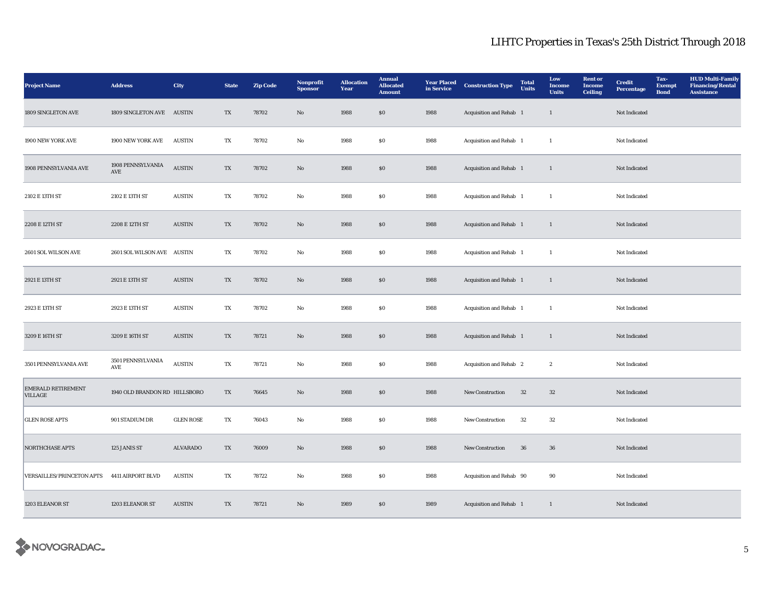# LIHTC Properties in Texas's 25th District Through 2018

| Project Name | Address | City | State | Zip Code | Nonprofit Sponsor | Allocation Year | Annual Allocated Amount | Year Placed in Service | Construction Type | Total Units | Low Income Units | Rent or Income Ceiling | Credit Percentage | Tax-Exempt Bond | HUD Multi-Family Financing/Rental Assistance |
|---|---|---|---|---|---|---|---|---|---|---|---|---|---|---|---|
| 1809 SINGLETON AVE | 1809 SINGLETON AVE | AUSTIN | TX | 78702 | No | 1988 | $0 | 1988 | Acquisition and Rehab | 1 | 1 | | Not Indicated | | |
| 1900 NEW YORK AVE | 1900 NEW YORK AVE | AUSTIN | TX | 78702 | No | 1988 | $0 | 1988 | Acquisition and Rehab | 1 | 1 | | Not Indicated | | |
| 1908 PENNSYLVANIA AVE | 1908 PENNSYLVANIA AVE | AUSTIN | TX | 78702 | No | 1988 | $0 | 1988 | Acquisition and Rehab | 1 | 1 | | Not Indicated | | |
| 2102 E 13TH ST | 2102 E 13TH ST | AUSTIN | TX | 78702 | No | 1988 | $0 | 1988 | Acquisition and Rehab | 1 | 1 | | Not Indicated | | |
| 2208 E 12TH ST | 2208 E 12TH ST | AUSTIN | TX | 78702 | No | 1988 | $0 | 1988 | Acquisition and Rehab | 1 | 1 | | Not Indicated | | |
| 2601 SOL WILSON AVE | 2601 SOL WILSON AVE | AUSTIN | TX | 78702 | No | 1988 | $0 | 1988 | Acquisition and Rehab | 1 | 1 | | Not Indicated | | |
| 2921 E 13TH ST | 2921 E 13TH ST | AUSTIN | TX | 78702 | No | 1988 | $0 | 1988 | Acquisition and Rehab | 1 | 1 | | Not Indicated | | |
| 2923 E 13TH ST | 2923 E 13TH ST | AUSTIN | TX | 78702 | No | 1988 | $0 | 1988 | Acquisition and Rehab | 1 | 1 | | Not Indicated | | |
| 3209 E 16TH ST | 3209 E 16TH ST | AUSTIN | TX | 78721 | No | 1988 | $0 | 1988 | Acquisition and Rehab | 1 | 1 | | Not Indicated | | |
| 3501 PENNSYLVANIA AVE | 3501 PENNSYLVANIA AVE | AUSTIN | TX | 78721 | No | 1988 | $0 | 1988 | Acquisition and Rehab | 2 | 2 | | Not Indicated | | |
| EMERALD RETIREMENT VILLAGE | 1940 OLD BRANDON RD | HILLSBORO | TX | 76645 | No | 1988 | $0 | 1988 | New Construction | 32 | 32 | | Not Indicated | | |
| GLEN ROSE APTS | 901 STADIUM DR | GLEN ROSE | TX | 76043 | No | 1988 | $0 | 1988 | New Construction | 32 | 32 | | Not Indicated | | |
| NORTHCHASE APTS | 125 JANIS ST | ALVARADO | TX | 76009 | No | 1988 | $0 | 1988 | New Construction | 36 | 36 | | Not Indicated | | |
| VERSAILLES/PRINCETON APTS | 4411 AIRPORT BLVD | AUSTIN | TX | 78722 | No | 1988 | $0 | 1988 | Acquisition and Rehab | 90 | 90 | | Not Indicated | | |
| 1203 ELEANOR ST | 1203 ELEANOR ST | AUSTIN | TX | 78721 | No | 1989 | $0 | 1989 | Acquisition and Rehab | 1 | 1 | | Not Indicated | | |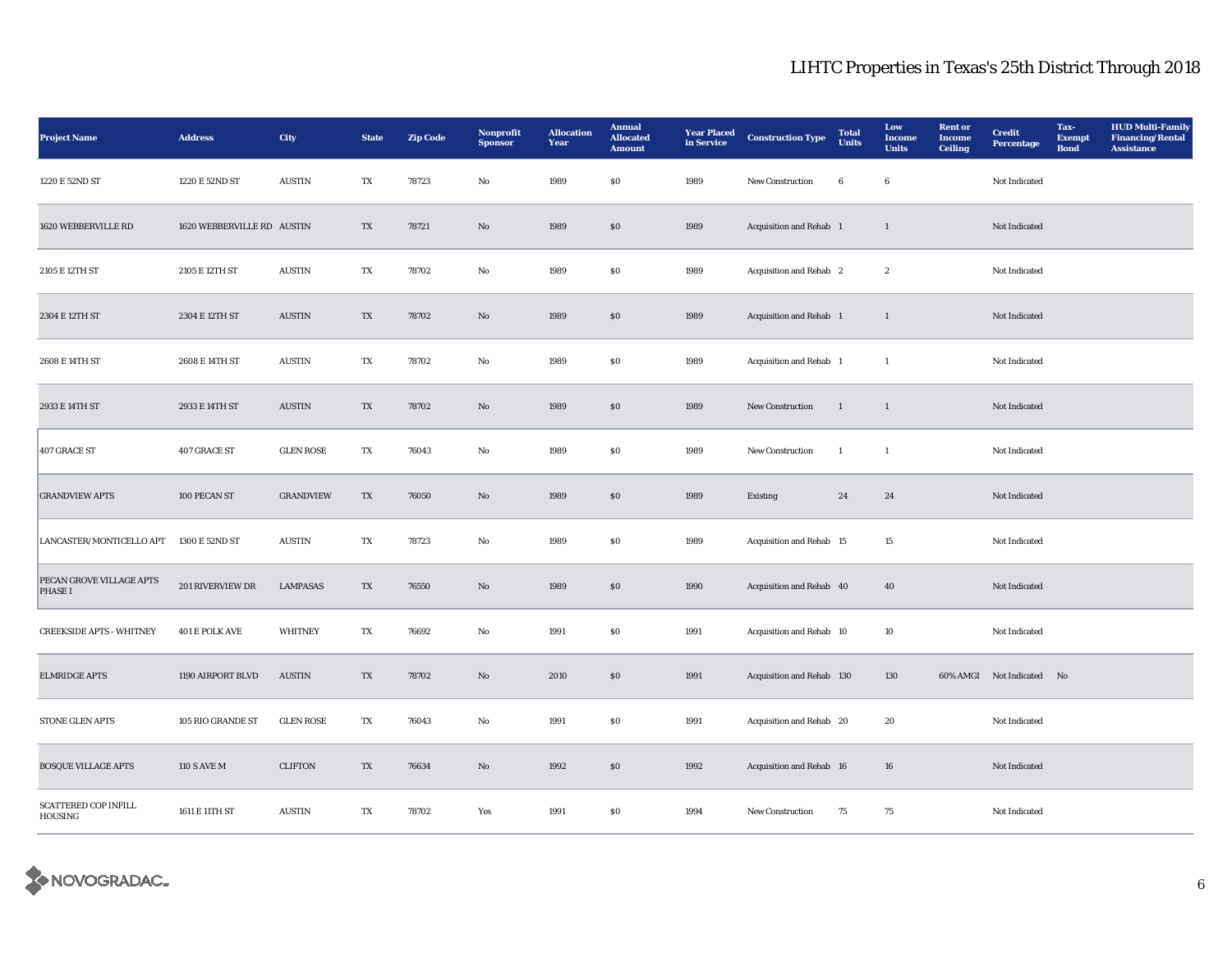# LIHTC Properties in Texas's 25th District Through 2018

| Project Name | Address | City | State | Zip Code | Nonprofit Sponsor | Allocation Year | Annual Allocated Amount | Year Placed in Service | Construction Type | Total Units | Low Income Units | Rent or Income Ceiling | Credit Percentage | Tax-Exempt Bond | HUD Multi-Family Financing/Rental Assistance |
|---|---|---|---|---|---|---|---|---|---|---|---|---|---|---|---|
| 1220 E 52ND ST | 1220 E 52ND ST | AUSTIN | TX | 78723 | No | 1989 | $0 | 1989 | New Construction | 6 | 6 | | Not Indicated | | |
| 1620 WEBBERVILLE RD | 1620 WEBBERVILLE RD | AUSTIN | TX | 78721 | No | 1989 | $0 | 1989 | Acquisition and Rehab | 1 | 1 | | Not Indicated | | |
| 2105 E 12TH ST | 2105 E 12TH ST | AUSTIN | TX | 78702 | No | 1989 | $0 | 1989 | Acquisition and Rehab | 2 | 2 | | Not Indicated | | |
| 2304 E 12TH ST | 2304 E 12TH ST | AUSTIN | TX | 78702 | No | 1989 | $0 | 1989 | Acquisition and Rehab | 1 | 1 | | Not Indicated | | |
| 2608 E 14TH ST | 2608 E 14TH ST | AUSTIN | TX | 78702 | No | 1989 | $0 | 1989 | Acquisition and Rehab | 1 | 1 | | Not Indicated | | |
| 2933 E 14TH ST | 2933 E 14TH ST | AUSTIN | TX | 78702 | No | 1989 | $0 | 1989 | New Construction | 1 | 1 | | Not Indicated | | |
| 407 GRACE ST | 407 GRACE ST | GLEN ROSE | TX | 76043 | No | 1989 | $0 | 1989 | New Construction | 1 | 1 | | Not Indicated | | |
| GRANDVIEW APTS | 100 PECAN ST | GRANDVIEW | TX | 76050 | No | 1989 | $0 | 1989 | Existing | 24 | 24 | | Not Indicated | | |
| LANCASTER/MONTICELLO APT | 1300 E 52ND ST | AUSTIN | TX | 78723 | No | 1989 | $0 | 1989 | Acquisition and Rehab | 15 | 15 | | Not Indicated | | |
| PECAN GROVE VILLAGE APTS PHASE I | 201 RIVERVIEW DR | LAMPASAS | TX | 76550 | No | 1989 | $0 | 1990 | Acquisition and Rehab | 40 | 40 | | Not Indicated | | |
| CREEKSIDE APTS - WHITNEY | 401 E POLK AVE | WHITNEY | TX | 76692 | No | 1991 | $0 | 1991 | Acquisition and Rehab | 10 | 10 | | Not Indicated | | |
| ELMRIDGE APTS | 1190 AIRPORT BLVD | AUSTIN | TX | 78702 | No | 2010 | $0 | 1991 | Acquisition and Rehab | 130 | 130 | 60% AMGI | Not Indicated | No | |
| STONE GLEN APTS | 105 RIO GRANDE ST | GLEN ROSE | TX | 76043 | No | 1991 | $0 | 1991 | Acquisition and Rehab | 20 | 20 | | Not Indicated | | |
| BOSQUE VILLAGE APTS | 110 S AVE M | CLIFTON | TX | 76634 | No | 1992 | $0 | 1992 | Acquisition and Rehab | 16 | 16 | | Not Indicated | | |
| SCATTERED COP INFILL HOUSING | 1611 E 11TH ST | AUSTIN | TX | 78702 | Yes | 1991 | $0 | 1994 | New Construction | 75 | 75 | | Not Indicated | | |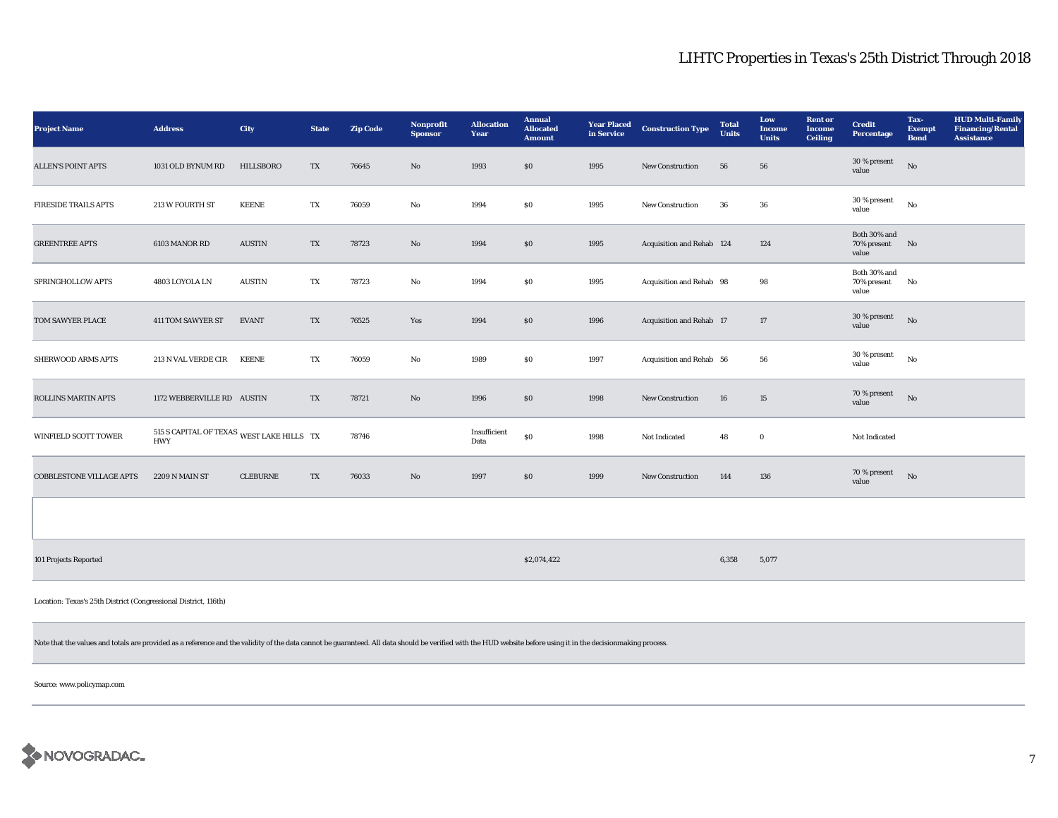| Project Name | Address | City | State | Zip Code | Nonprofit Sponsor | Allocation Year | Annual Allocated Amount | Year Placed in Service | Construction Type | Total Units | Low Income Units | Rent or Income Ceiling | Credit Percentage | Tax-Exempt Bond | HUD Multi-Family Financing/Rental Assistance |
|---|---|---|---|---|---|---|---|---|---|---|---|---|---|---|---|
| ALLEN'S POINT APTS | 1031 OLD BYNUM RD | HILLSBORO | TX | 76645 | No | 1993 | $0 | 1995 | New Construction | 56 | 56 | | 30 % present value | No | |
| FIRESIDE TRAILS APTS | 213 W FOURTH ST | KEENE | TX | 76059 | No | 1994 | $0 | 1995 | New Construction | 36 | 36 | | 30 % present value | No | |
| GREENTREE APTS | 6103 MANOR RD | AUSTIN | TX | 78723 | No | 1994 | $0 | 1995 | Acquisition and Rehab | 124 | 124 | | Both 30% and 70% present value | No | |
| SPRINGHOLLOW APTS | 4803 LOYOLA LN | AUSTIN | TX | 78723 | No | 1994 | $0 | 1995 | Acquisition and Rehab | 98 | 98 | | Both 30% and 70% present value | No | |
| TOM SAWYER PLACE | 411 TOM SAWYER ST | EVANT | TX | 76525 | Yes | 1994 | $0 | 1996 | Acquisition and Rehab | 17 | 17 | | 30 % present value | No | |
| SHERWOOD ARMS APTS | 213 N VAL VERDE CIR | KEENE | TX | 76059 | No | 1989 | $0 | 1997 | Acquisition and Rehab | 56 | 56 | | 30 % present value | No | |
| ROLLINS MARTIN APTS | 1172 WEBBERVILLE RD | AUSTIN | TX | 78721 | No | 1996 | $0 | 1998 | New Construction | 16 | 15 | | 70 % present value | No | |
| WINFIELD SCOTT TOWER | 515 S CAPITAL OF TEXAS HWY | WEST LAKE HILLS | TX | 78746 | | Insufficient Data | $0 | 1998 | Not Indicated | 48 | 0 | | Not Indicated | | |
| COBBLESTONE VILLAGE APTS | 2209 N MAIN ST | CLEBURNE | TX | 76033 | No | 1997 | $0 | 1999 | New Construction | 144 | 136 | | 70 % present value | No | |
| | | | | | | | | | | | | | | | |
| 101 Projects Reported | | | | | | | $2,074,422 | | | 6,358 | 5,077 | | | | |

Location: Texas's 25th District (Congressional District, 116th)

Note that the values and totals are provided as a reference and the validity of the data cannot be guaranteed. All data should be verified with the HUD website before using it in the decisionmaking process.

Source: www.policymap.com